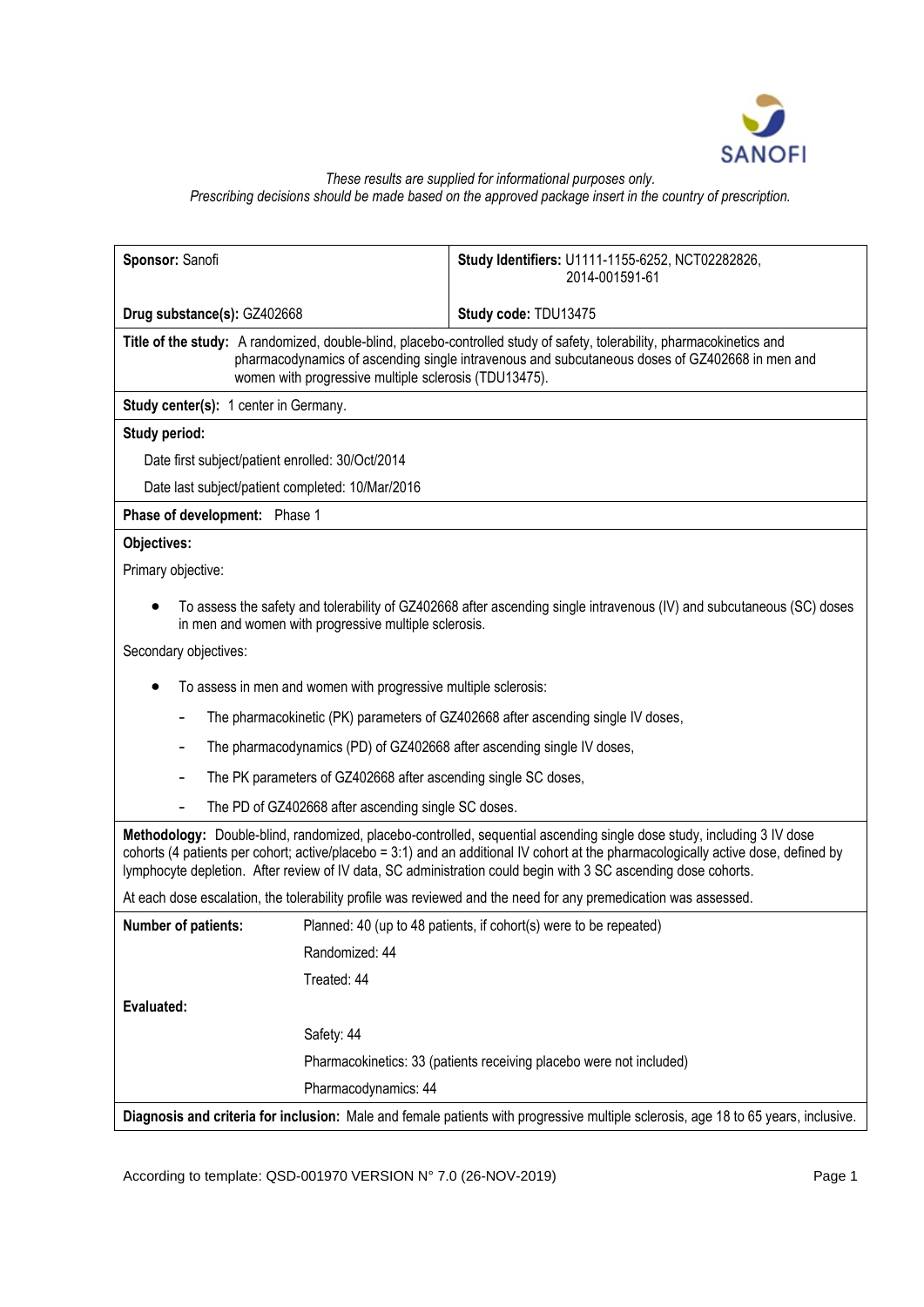*These results are supplied for informational purposes only.*
*Prescribing decisions should be made based on the approved package insert in the country of prescription.*

| **Sponsor:** Sanofi | **Study Identifiers:** U1111-1155-6252, NCT02282826, 2014-001591-61 |
|---|---|
| **Drug substance(s):** GZ402668 | **Study code:** TDU13475 |

**Title of the study:** A randomized, double-blind, placebo-controlled study of safety, tolerability, pharmacokinetics and pharmacodynamics of ascending single intravenous and subcutaneous doses of GZ402668 in men and women with progressive multiple sclerosis (TDU13475).

**Study center(s):** 1 center in Germany.

**Study period:**

Date first subject/patient enrolled: 30/Oct/2014

Date last subject/patient completed: 10/Mar/2016

**Phase of development:** Phase 1

**Objectives:**

Primary objective:

- To assess the safety and tolerability of GZ402668 after ascending single intravenous (IV) and subcutaneous (SC) doses in men and women with progressive multiple sclerosis.

Secondary objectives:

- To assess in men and women with progressive multiple sclerosis:
  - The pharmacokinetic (PK) parameters of GZ402668 after ascending single IV doses,
  - The pharmacodynamics (PD) of GZ402668 after ascending single IV doses,
  - The PK parameters of GZ402668 after ascending single SC doses,
  - The PD of GZ402668 after ascending single SC doses.

**Methodology:** Double-blind, randomized, placebo-controlled, sequential ascending single dose study, including 3 IV dose cohorts (4 patients per cohort; active/placebo = 3:1) and an additional IV cohort at the pharmacologically active dose, defined by lymphocyte depletion. After review of IV data, SC administration could begin with 3 SC ascending dose cohorts.

At each dose escalation, the tolerability profile was reviewed and the need for any premedication was assessed.

| | |
|---|---|
| **Number of patients:** | Planned: 40 (up to 48 patients, if cohort(s) were to be repeated) |
| | Randomized: 44 |
| | Treated: 44 |
| **Evaluated:** | |
| | Safety: 44 |
| | Pharmacokinetics: 33 (patients receiving placebo were not included) |
| | Pharmacodynamics: 44 |

**Diagnosis and criteria for inclusion:** Male and female patients with progressive multiple sclerosis, age 18 to 65 years, inclusive.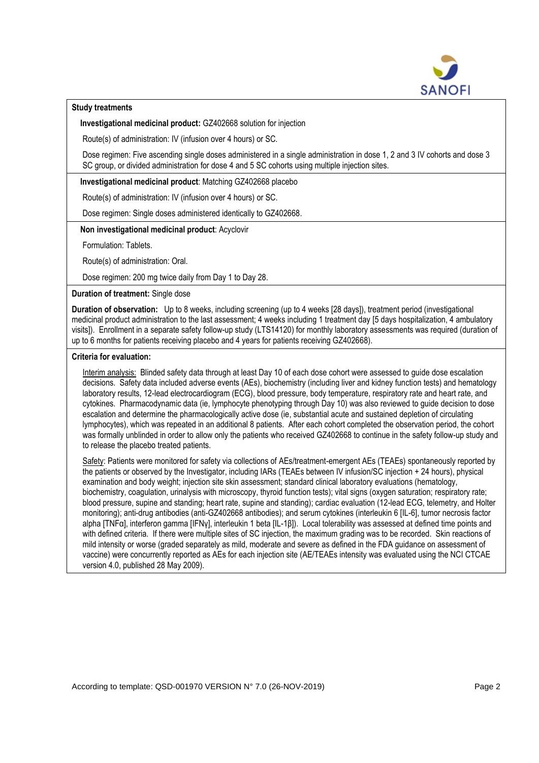**Study treatments**

**Investigational medicinal product:** GZ402668 solution for injection

Route(s) of administration: IV (infusion over 4 hours) or SC.

Dose regimen: Five ascending single doses administered in a single administration in dose 1, 2 and 3 IV cohorts and dose 3 SC group, or divided administration for dose 4 and 5 SC cohorts using multiple injection sites.

**Investigational medicinal product**: Matching GZ402668 placebo

Route(s) of administration: IV (infusion over 4 hours) or SC.

Dose regimen: Single doses administered identically to GZ402668.

**Non investigational medicinal product**: Acyclovir

Formulation: Tablets.

Route(s) of administration: Oral.

Dose regimen: 200 mg twice daily from Day 1 to Day 28.

**Duration of treatment:** Single dose

**Duration of observation:** Up to 8 weeks, including screening (up to 4 weeks [28 days]), treatment period (investigational medicinal product administration to the last assessment; 4 weeks including 1 treatment day [5 days hospitalization, 4 ambulatory visits]). Enrollment in a separate safety follow-up study (LTS14120) for monthly laboratory assessments was required (duration of up to 6 months for patients receiving placebo and 4 years for patients receiving GZ402668).

**Criteria for evaluation:**

Interim analysis: Blinded safety data through at least Day 10 of each dose cohort were assessed to guide dose escalation decisions. Safety data included adverse events (AEs), biochemistry (including liver and kidney function tests) and hematology laboratory results, 12-lead electrocardiogram (ECG), blood pressure, body temperature, respiratory rate and heart rate, and cytokines. Pharmacodynamic data (ie, lymphocyte phenotyping through Day 10) was also reviewed to guide decision to dose escalation and determine the pharmacologically active dose (ie, substantial acute and sustained depletion of circulating lymphocytes), which was repeated in an additional 8 patients. After each cohort completed the observation period, the cohort was formally unblinded in order to allow only the patients who received GZ402668 to continue in the safety follow-up study and to release the placebo treated patients.

Safety: Patients were monitored for safety via collections of AEs/treatment-emergent AEs (TEAEs) spontaneously reported by the patients or observed by the Investigator, including IARs (TEAEs between IV infusion/SC injection + 24 hours), physical examination and body weight; injection site skin assessment; standard clinical laboratory evaluations (hematology, biochemistry, coagulation, urinalysis with microscopy, thyroid function tests); vital signs (oxygen saturation; respiratory rate; blood pressure, supine and standing; heart rate, supine and standing); cardiac evaluation (12-lead ECG, telemetry, and Holter monitoring); anti-drug antibodies (anti-GZ402668 antibodies); and serum cytokines (interleukin 6 [IL-6], tumor necrosis factor alpha [TNFα], interferon gamma [IFNγ], interleukin 1 beta [IL-1β]). Local tolerability was assessed at defined time points and with defined criteria. If there were multiple sites of SC injection, the maximum grading was to be recorded. Skin reactions of mild intensity or worse (graded separately as mild, moderate and severe as defined in the FDA guidance on assessment of vaccine) were concurrently reported as AEs for each injection site (AE/TEAEs intensity was evaluated using the NCI CTCAE version 4.0, published 28 May 2009).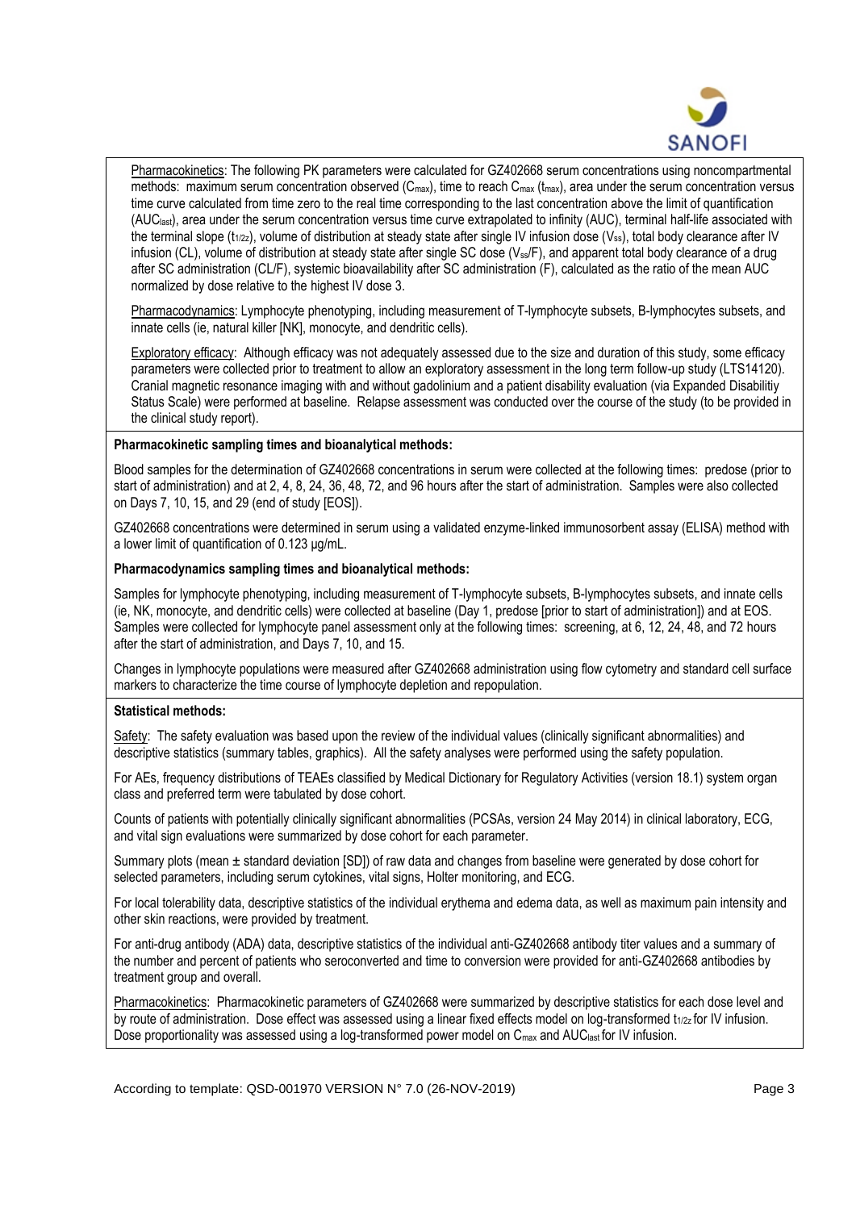Pharmacokinetics: The following PK parameters were calculated for GZ402668 serum concentrations using noncompartmental methods: maximum serum concentration observed ($C_{max}$), time to reach $C_{max}$ ($t_{max}$), area under the serum concentration versus time curve calculated from time zero to the real time corresponding to the last concentration above the limit of quantification ($AUC_{last}$), area under the serum concentration versus time curve extrapolated to infinity (AUC), terminal half-life associated with the terminal slope ($t_{1/2z}$), volume of distribution at steady state after single IV infusion dose ($V_{ss}$), total body clearance after IV infusion (CL), volume of distribution at steady state after single SC dose ($V_{ss}/F$), and apparent total body clearance of a drug after SC administration (CL/F), systemic bioavailability after SC administration (F), calculated as the ratio of the mean AUC normalized by dose relative to the highest IV dose 3.

Pharmacodynamics: Lymphocyte phenotyping, including measurement of T-lymphocyte subsets, B-lymphocytes subsets, and innate cells (ie, natural killer [NK], monocyte, and dendritic cells).

Exploratory efficacy: Although efficacy was not adequately assessed due to the size and duration of this study, some efficacy parameters were collected prior to treatment to allow an exploratory assessment in the long term follow-up study (LTS14120). Cranial magnetic resonance imaging with and without gadolinium and a patient disability evaluation (via Expanded Disabilitiy Status Scale) were performed at baseline. Relapse assessment was conducted over the course of the study (to be provided in the clinical study report).

**Pharmacokinetic sampling times and bioanalytical methods:**

Blood samples for the determination of GZ402668 concentrations in serum were collected at the following times: predose (prior to start of administration) and at 2, 4, 8, 24, 36, 48, 72, and 96 hours after the start of administration. Samples were also collected on Days 7, 10, 15, and 29 (end of study [EOS]).

GZ402668 concentrations were determined in serum using a validated enzyme-linked immunosorbent assay (ELISA) method with a lower limit of quantification of 0.123 µg/mL.

**Pharmacodynamics sampling times and bioanalytical methods:**

Samples for lymphocyte phenotyping, including measurement of T-lymphocyte subsets, B-lymphocytes subsets, and innate cells (ie, NK, monocyte, and dendritic cells) were collected at baseline (Day 1, predose [prior to start of administration]) and at EOS. Samples were collected for lymphocyte panel assessment only at the following times: screening, at 6, 12, 24, 48, and 72 hours after the start of administration, and Days 7, 10, and 15.

Changes in lymphocyte populations were measured after GZ402668 administration using flow cytometry and standard cell surface markers to characterize the time course of lymphocyte depletion and repopulation.

**Statistical methods:**

Safety: The safety evaluation was based upon the review of the individual values (clinically significant abnormalities) and descriptive statistics (summary tables, graphics). All the safety analyses were performed using the safety population.

For AEs, frequency distributions of TEAEs classified by Medical Dictionary for Regulatory Activities (version 18.1) system organ class and preferred term were tabulated by dose cohort.

Counts of patients with potentially clinically significant abnormalities (PCSAs, version 24 May 2014) in clinical laboratory, ECG, and vital sign evaluations were summarized by dose cohort for each parameter.

Summary plots (mean ± standard deviation [SD]) of raw data and changes from baseline were generated by dose cohort for selected parameters, including serum cytokines, vital signs, Holter monitoring, and ECG.

For local tolerability data, descriptive statistics of the individual erythema and edema data, as well as maximum pain intensity and other skin reactions, were provided by treatment.

For anti-drug antibody (ADA) data, descriptive statistics of the individual anti-GZ402668 antibody titer values and a summary of the number and percent of patients who seroconverted and time to conversion were provided for anti-GZ402668 antibodies by treatment group and overall.

Pharmacokinetics: Pharmacokinetic parameters of GZ402668 were summarized by descriptive statistics for each dose level and by route of administration. Dose effect was assessed using a linear fixed effects model on log-transformed $t_{1/2z}$ for IV infusion. Dose proportionality was assessed using a log-transformed power model on $C_{max}$ and $AUC_{last}$ for IV infusion.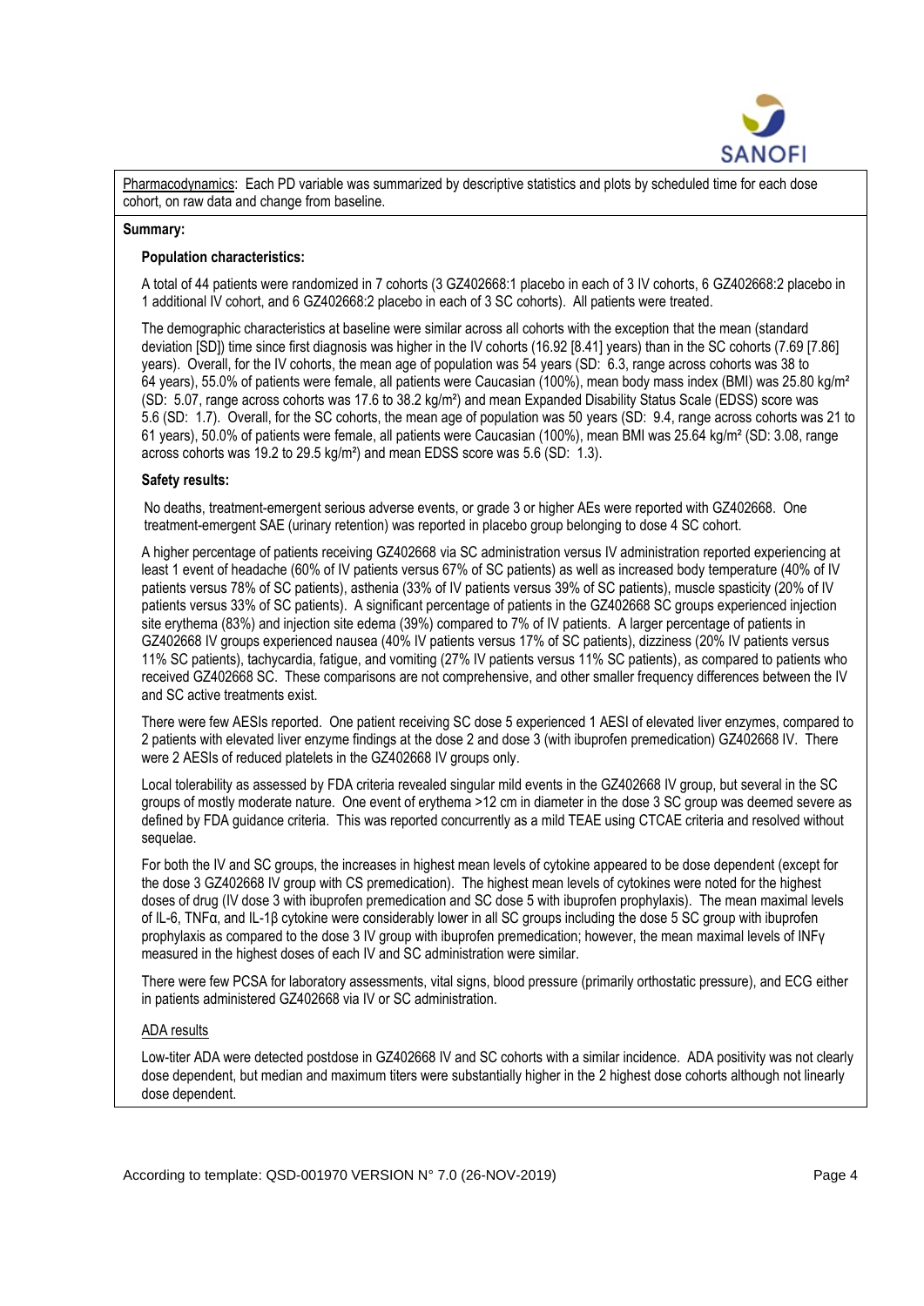Pharmacodynamics: Each PD variable was summarized by descriptive statistics and plots by scheduled time for each dose cohort, on raw data and change from baseline.

**Summary:**

**Population characteristics:**

A total of 44 patients were randomized in 7 cohorts (3 GZ402668:1 placebo in each of 3 IV cohorts, 6 GZ402668:2 placebo in 1 additional IV cohort, and 6 GZ402668:2 placebo in each of 3 SC cohorts). All patients were treated.

The demographic characteristics at baseline were similar across all cohorts with the exception that the mean (standard deviation [SD]) time since first diagnosis was higher in the IV cohorts (16.92 [8.41] years) than in the SC cohorts (7.69 [7.86] years). Overall, for the IV cohorts, the mean age of population was 54 years (SD: 6.3, range across cohorts was 38 to 64 years), 55.0% of patients were female, all patients were Caucasian (100%), mean body mass index (BMI) was 25.80 kg/m² (SD: 5.07, range across cohorts was 17.6 to 38.2 kg/m²) and mean Expanded Disability Status Scale (EDSS) score was 5.6 (SD: 1.7). Overall, for the SC cohorts, the mean age of population was 50 years (SD: 9.4, range across cohorts was 21 to 61 years), 50.0% of patients were female, all patients were Caucasian (100%), mean BMI was 25.64 kg/m² (SD: 3.08, range across cohorts was 19.2 to 29.5 kg/m²) and mean EDSS score was 5.6 (SD: 1.3).

**Safety results:**

No deaths, treatment-emergent serious adverse events, or grade 3 or higher AEs were reported with GZ402668. One treatment-emergent SAE (urinary retention) was reported in placebo group belonging to dose 4 SC cohort.

A higher percentage of patients receiving GZ402668 via SC administration versus IV administration reported experiencing at least 1 event of headache (60% of IV patients versus 67% of SC patients) as well as increased body temperature (40% of IV patients versus 78% of SC patients), asthenia (33% of IV patients versus 39% of SC patients), muscle spasticity (20% of IV patients versus 33% of SC patients). A significant percentage of patients in the GZ402668 SC groups experienced injection site erythema (83%) and injection site edema (39%) compared to 7% of IV patients. A larger percentage of patients in GZ402668 IV groups experienced nausea (40% IV patients versus 17% of SC patients), dizziness (20% IV patients versus 11% SC patients), tachycardia, fatigue, and vomiting (27% IV patients versus 11% SC patients), as compared to patients who received GZ402668 SC. These comparisons are not comprehensive, and other smaller frequency differences between the IV and SC active treatments exist.

There were few AESIs reported. One patient receiving SC dose 5 experienced 1 AESI of elevated liver enzymes, compared to 2 patients with elevated liver enzyme findings at the dose 2 and dose 3 (with ibuprofen premedication) GZ402668 IV. There were 2 AESIs of reduced platelets in the GZ402668 IV groups only.

Local tolerability as assessed by FDA criteria revealed singular mild events in the GZ402668 IV group, but several in the SC groups of mostly moderate nature. One event of erythema >12 cm in diameter in the dose 3 SC group was deemed severe as defined by FDA guidance criteria. This was reported concurrently as a mild TEAE using CTCAE criteria and resolved without sequelae.

For both the IV and SC groups, the increases in highest mean levels of cytokine appeared to be dose dependent (except for the dose 3 GZ402668 IV group with CS premedication). The highest mean levels of cytokines were noted for the highest doses of drug (IV dose 3 with ibuprofen premedication and SC dose 5 with ibuprofen prophylaxis). The mean maximal levels of IL-6, TNFα, and IL-1β cytokine were considerably lower in all SC groups including the dose 5 SC group with ibuprofen prophylaxis as compared to the dose 3 IV group with ibuprofen premedication; however, the mean maximal levels of INFγ measured in the highest doses of each IV and SC administration were similar.

There were few PCSA for laboratory assessments, vital signs, blood pressure (primarily orthostatic pressure), and ECG either in patients administered GZ402668 via IV or SC administration.

ADA results

Low-titer ADA were detected postdose in GZ402668 IV and SC cohorts with a similar incidence. ADA positivity was not clearly dose dependent, but median and maximum titers were substantially higher in the 2 highest dose cohorts although not linearly dose dependent.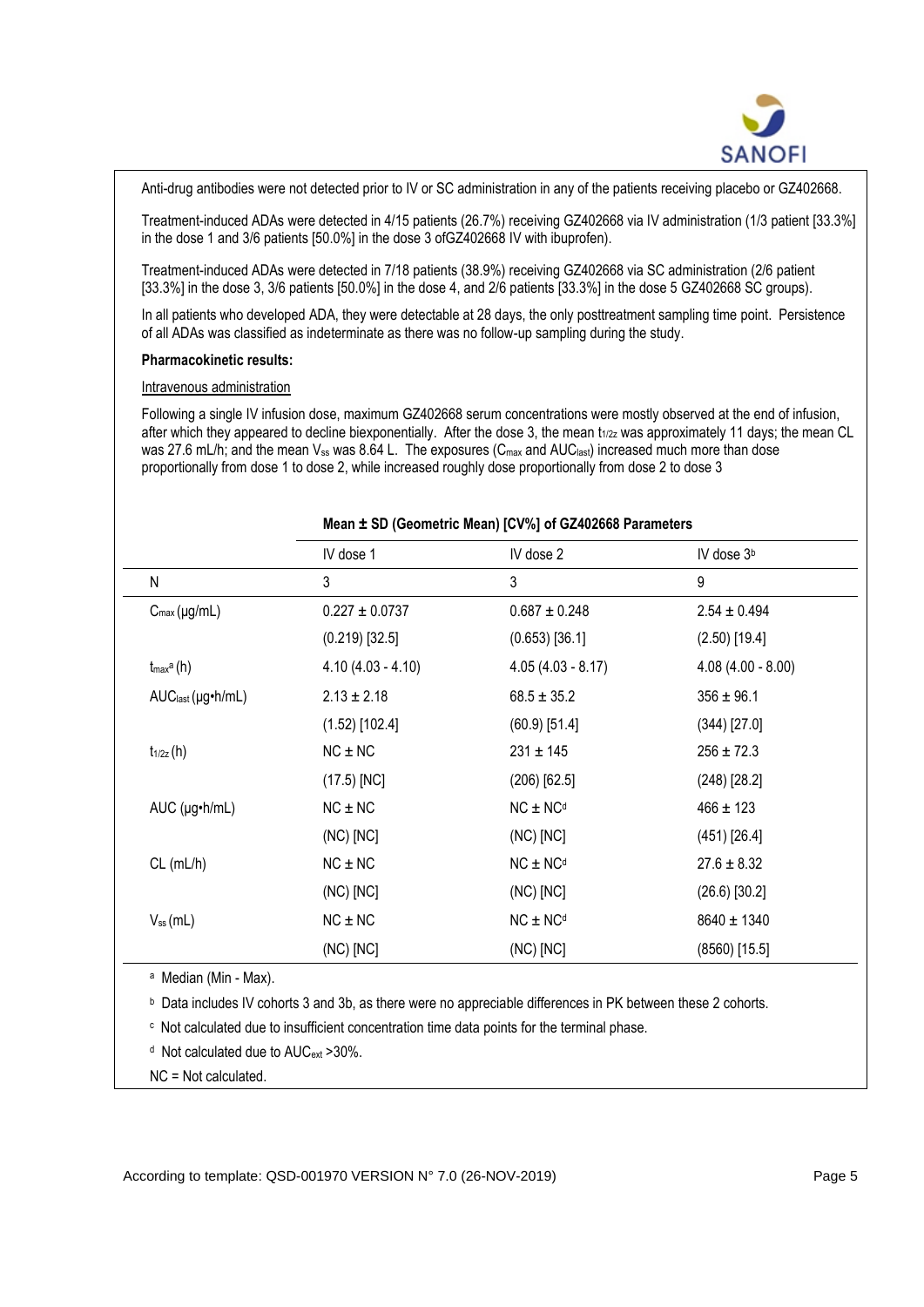Anti-drug antibodies were not detected prior to IV or SC administration in any of the patients receiving placebo or GZ402668.

Treatment-induced ADAs were detected in 4/15 patients (26.7%) receiving GZ402668 via IV administration (1/3 patient [33.3%] in the dose 1 and 3/6 patients [50.0%] in the dose 3 ofGZ402668 IV with ibuprofen).

Treatment-induced ADAs were detected in 7/18 patients (38.9%) receiving GZ402668 via SC administration (2/6 patient [33.3%] in the dose 3, 3/6 patients [50.0%] in the dose 4, and 2/6 patients [33.3%] in the dose 5 GZ402668 SC groups).

In all patients who developed ADA, they were detectable at 28 days, the only posttreatment sampling time point. Persistence of all ADAs was classified as indeterminate as there was no follow-up sampling during the study.

**Pharmacokinetic results:**

Intravenous administration

Following a single IV infusion dose, maximum GZ402668 serum concentrations were mostly observed at the end of infusion, after which they appeared to decline biexponentially. After the dose 3, the mean $t_{1/2z}$ was approximately 11 days; the mean CL was 27.6 mL/h; and the mean $V_{ss}$ was 8.64 L. The exposures ($C_{max}$ and $AUC_{last}$) increased much more than dose proportionally from dose 1 to dose 2, while increased roughly dose proportionally from dose 2 to dose 3

**Mean ± SD (Geometric Mean) [CV%] of GZ402668 Parameters**

| | IV dose 1 | IV dose 2 | IV dose 3[b] |
|---|---|---|---|
| N | 3 | 3 | 9 |
| $C_{max}$ (µg/mL) | 0.227 ± 0.0737 | 0.687 ± 0.248 | 2.54 ± 0.494 |
| | (0.219) [32.5] | (0.653) [36.1] | (2.50) [19.4] |
| $t_{max}$[a] (h) | 4.10 (4.03 - 4.10) | 4.05 (4.03 - 8.17) | 4.08 (4.00 - 8.00) |
| $AUC_{last}$ (µg•h/mL) | 2.13 ± 2.18 | 68.5 ± 35.2 | 356 ± 96.1 |
| | (1.52) [102.4] | (60.9) [51.4] | (344) [27.0] |
| $t_{1/2z}$ (h) | NC ± NC | 231 ± 145 | 256 ± 72.3 |
| | (17.5) [NC] | (206) [62.5] | (248) [28.2] |
| AUC (µg•h/mL) | NC ± NC | NC ± NC[d] | 466 ± 123 |
| | (NC) [NC] | (NC) [NC] | (451) [26.4] |
| CL (mL/h) | NC ± NC | NC ± NC[d] | 27.6 ± 8.32 |
| | (NC) [NC] | (NC) [NC] | (26.6) [30.2] |
| $V_{ss}$ (mL) | NC ± NC | NC ± NC[d] | 8640 ± 1340 |
| | (NC) [NC] | (NC) [NC] | (8560) [15.5] |

[a] Median (Min - Max).

[b] Data includes IV cohorts 3 and 3b, as there were no appreciable differences in PK between these 2 cohorts.

[c] Not calculated due to insufficient concentration time data points for the terminal phase.

[d] Not calculated due to $AUC_{ext}$ >30%.

NC = Not calculated.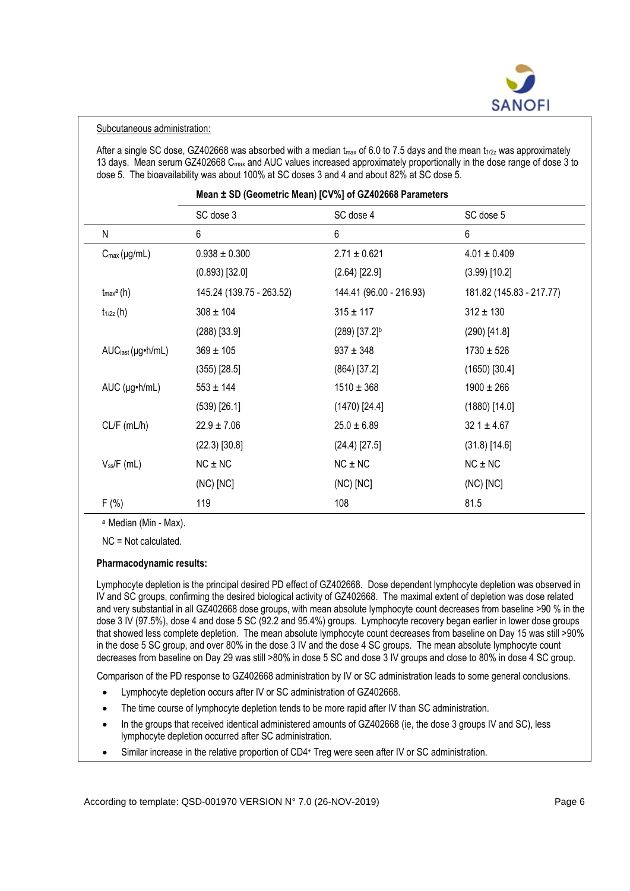Subcutaneous administration:

After a single SC dose, GZ402668 was absorbed with a median $t_{max}$ of 6.0 to 7.5 days and the mean $t_{1/2z}$ was approximately 13 days. Mean serum GZ402668 $C_{max}$ and AUC values increased approximately proportionally in the dose range of dose 3 to dose 5. The bioavailability was about 100% at SC doses 3 and 4 and about 82% at SC dose 5.

**Mean ± SD (Geometric Mean) [CV%] of GZ402668 Parameters**

| | SC dose 3 | SC dose 4 | SC dose 5 |
|---|---|---|---|
| N | 6 | 6 | 6 |
| $C_{max}$ (µg/mL) | 0.938 ± 0.300 | 2.71 ± 0.621 | 4.01 ± 0.409 |
| | (0.893) [32.0] | (2.64) [22.9] | (3.99) [10.2] |
| $t_{max}$[a] (h) | 145.24 (139.75 - 263.52) | 144.41 (96.00 - 216.93) | 181.82 (145.83 - 217.77) |
| $t_{1/2z}$ (h) | 308 ± 104 | 315 ± 117 | 312 ± 130 |
| | (288) [33.9] | (289) [37.2][b] | (290) [41.8] |
| $AUC_{last}$ (µg•h/mL) | 369 ± 105 | 937 ± 348 | 1730 ± 526 |
| | (355) [28.5] | (864) [37.2] | (1650) [30.4] |
| AUC (µg•h/mL) | 553 ± 144 | 1510 ± 368 | 1900 ± 266 |
| | (539) [26.1] | (1470) [24.4] | (1880) [14.0] |
| CL/F (mL/h) | 22.9 ± 7.06 | 25.0 ± 6.89 | 32 1 ± 4.67 |
| | (22.3) [30.8] | (24.4) [27.5] | (31.8) [14.6] |
| $V_{ss}$/F (mL) | NC ± NC | NC ± NC | NC ± NC |
| | (NC) [NC] | (NC) [NC] | (NC) [NC] |
| F (%) | 119 | 108 | 81.5 |

[a] Median (Min - Max).

NC = Not calculated.

**Pharmacodynamic results:**

Lymphocyte depletion is the principal desired PD effect of GZ402668. Dose dependent lymphocyte depletion was observed in IV and SC groups, confirming the desired biological activity of GZ402668. The maximal extent of depletion was dose related and very substantial in all GZ402668 dose groups, with mean absolute lymphocyte count decreases from baseline >90 % in the dose 3 IV (97.5%), dose 4 and dose 5 SC (92.2 and 95.4%) groups. Lymphocyte recovery began earlier in lower dose groups that showed less complete depletion. The mean absolute lymphocyte count decreases from baseline on Day 15 was still >90% in the dose 5 SC group, and over 80% in the dose 3 IV and the dose 4 SC groups. The mean absolute lymphocyte count decreases from baseline on Day 29 was still >80% in dose 5 SC and dose 3 IV groups and close to 80% in dose 4 SC group.

Comparison of the PD response to GZ402668 administration by IV or SC administration leads to some general conclusions.

- Lymphocyte depletion occurs after IV or SC administration of GZ402668.
- The time course of lymphocyte depletion tends to be more rapid after IV than SC administration.
- In the groups that received identical administered amounts of GZ402668 (ie, the dose 3 groups IV and SC), less lymphocyte depletion occurred after SC administration.
- Similar increase in the relative proportion of $CD4^+$ Treg were seen after IV or SC administration.